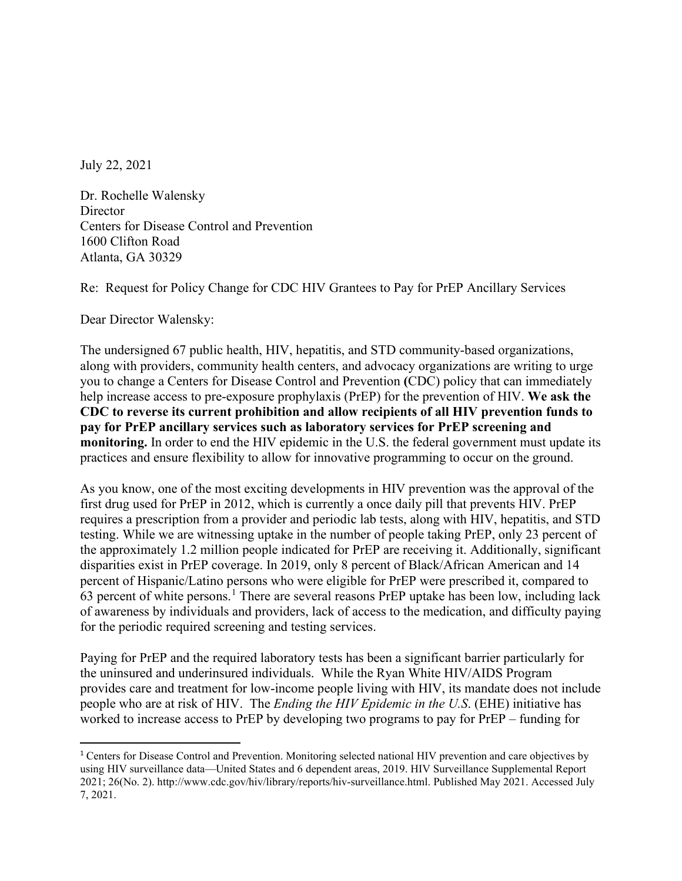July 22, 2021

Dr. Rochelle Walensky
Director
Centers for Disease Control and Prevention
1600 Clifton Road
Atlanta, GA 30329

Re: Request for Policy Change for CDC HIV Grantees to Pay for PrEP Ancillary Services

Dear Director Walensky:

The undersigned 67 public health, HIV, hepatitis, and STD community-based organizations, along with providers, community health centers, and advocacy organizations are writing to urge you to change a Centers for Disease Control and Prevention (CDC) policy that can immediately help increase access to pre-exposure prophylaxis (PrEP) for the prevention of HIV. **We ask the CDC to reverse its current prohibition and allow recipients of all HIV prevention funds to pay for PrEP ancillary services such as laboratory services for PrEP screening and monitoring.** In order to end the HIV epidemic in the U.S. the federal government must update its practices and ensure flexibility to allow for innovative programming to occur on the ground.

As you know, one of the most exciting developments in HIV prevention was the approval of the first drug used for PrEP in 2012, which is currently a once daily pill that prevents HIV. PrEP requires a prescription from a provider and periodic lab tests, along with HIV, hepatitis, and STD testing. While we are witnessing uptake in the number of people taking PrEP, only 23 percent of the approximately 1.2 million people indicated for PrEP are receiving it. Additionally, significant disparities exist in PrEP coverage. In 2019, only 8 percent of Black/African American and 14 percent of Hispanic/Latino persons who were eligible for PrEP were prescribed it, compared to 63 percent of white persons.[1] There are several reasons PrEP uptake has been low, including lack of awareness by individuals and providers, lack of access to the medication, and difficulty paying for the periodic required screening and testing services.

Paying for PrEP and the required laboratory tests has been a significant barrier particularly for the uninsured and underinsured individuals. While the Ryan White HIV/AIDS Program provides care and treatment for low-income people living with HIV, its mandate does not include people who are at risk of HIV. The *Ending the HIV Epidemic in the U.S.* (EHE) initiative has worked to increase access to PrEP by developing two programs to pay for PrEP – funding for

[1] Centers for Disease Control and Prevention. Monitoring selected national HIV prevention and care objectives by using HIV surveillance data—United States and 6 dependent areas, 2019. HIV Surveillance Supplemental Report 2021; 26(No. 2). http://www.cdc.gov/hiv/library/reports/hiv-surveillance.html. Published May 2021. Accessed July 7, 2021.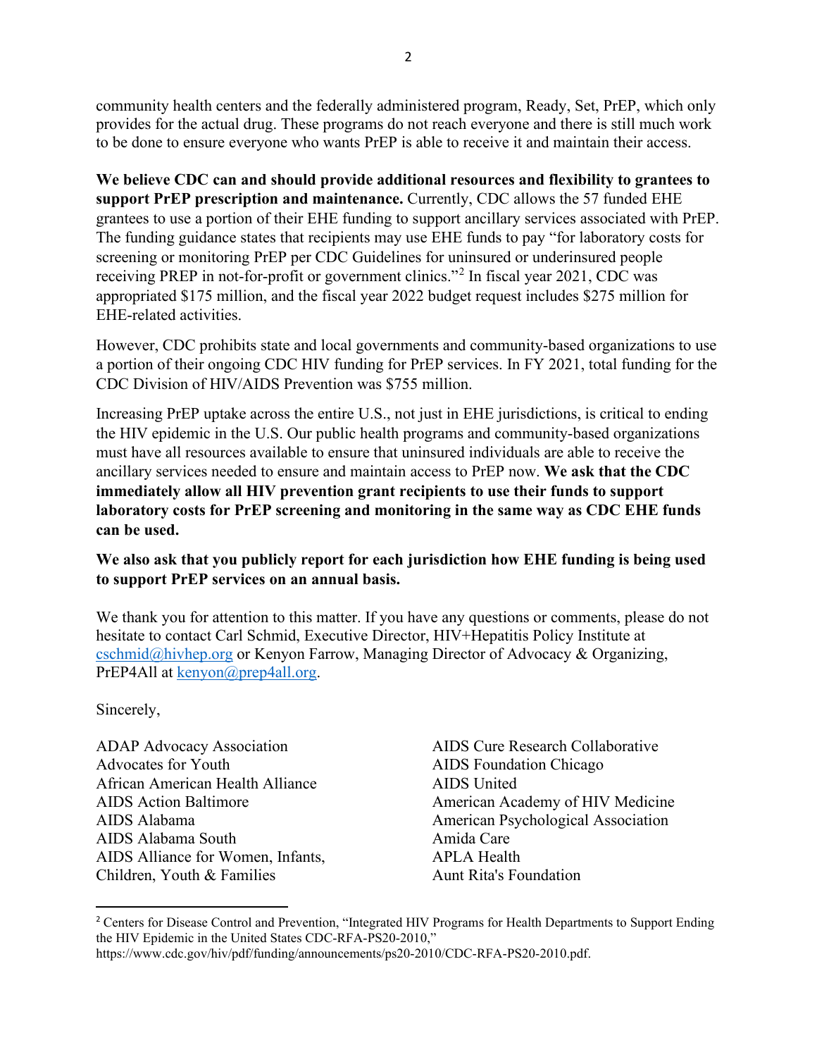community health centers and the federally administered program, Ready, Set, PrEP, which only provides for the actual drug. These programs do not reach everyone and there is still much work to be done to ensure everyone who wants PrEP is able to receive it and maintain their access.

**We believe CDC can and should provide additional resources and flexibility to grantees to support PrEP prescription and maintenance.** Currently, CDC allows the 57 funded EHE grantees to use a portion of their EHE funding to support ancillary services associated with PrEP. The funding guidance states that recipients may use EHE funds to pay "for laboratory costs for screening or monitoring PrEP per CDC Guidelines for uninsured or underinsured people receiving PREP in not-for-profit or government clinics."[2] In fiscal year 2021, CDC was appropriated $175 million, and the fiscal year 2022 budget request includes $275 million for EHE-related activities.

However, CDC prohibits state and local governments and community-based organizations to use a portion of their ongoing CDC HIV funding for PrEP services. In FY 2021, total funding for the CDC Division of HIV/AIDS Prevention was $755 million.

Increasing PrEP uptake across the entire U.S., not just in EHE jurisdictions, is critical to ending the HIV epidemic in the U.S. Our public health programs and community-based organizations must have all resources available to ensure that uninsured individuals are able to receive the ancillary services needed to ensure and maintain access to PrEP now. **We ask that the CDC immediately allow all HIV prevention grant recipients to use their funds to support laboratory costs for PrEP screening and monitoring in the same way as CDC EHE funds can be used.**

**We also ask that you publicly report for each jurisdiction how EHE funding is being used to support PrEP services on an annual basis.**

We thank you for attention to this matter. If you have any questions or comments, please do not hesitate to contact Carl Schmid, Executive Director, HIV+Hepatitis Policy Institute at cschmid@hivhep.org or Kenyon Farrow, Managing Director of Advocacy & Organizing, PrEP4All at kenyon@prep4all.org.

Sincerely,

ADAP Advocacy Association
Advocates for Youth
African American Health Alliance
AIDS Action Baltimore
AIDS Alabama
AIDS Alabama South
AIDS Alliance for Women, Infants, Children, Youth & Families
AIDS Cure Research Collaborative
AIDS Foundation Chicago
AIDS United
American Academy of HIV Medicine
American Psychological Association
Amida Care
APLA Health
Aunt Rita's Foundation

[2] Centers for Disease Control and Prevention, "Integrated HIV Programs for Health Departments to Support Ending the HIV Epidemic in the United States CDC-RFA-PS20-2010," https://www.cdc.gov/hiv/pdf/funding/announcements/ps20-2010/CDC-RFA-PS20-2010.pdf.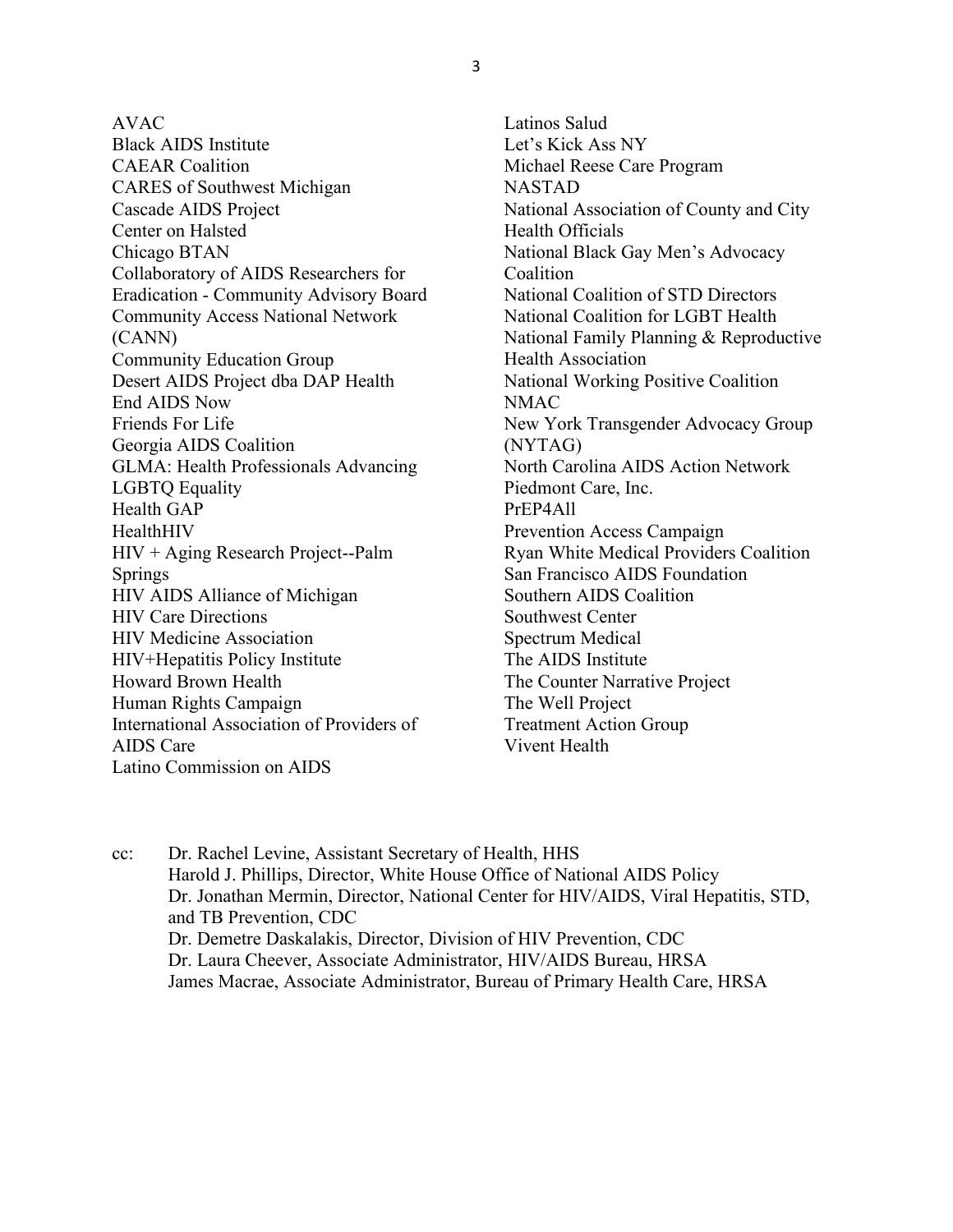AVAC
Black AIDS Institute
CAEAR Coalition
CARES of Southwest Michigan
Cascade AIDS Project
Center on Halsted
Chicago BTAN
Collaboratory of AIDS Researchers for Eradication - Community Advisory Board
Community Access National Network (CANN)
Community Education Group
Desert AIDS Project dba DAP Health
End AIDS Now
Friends For Life
Georgia AIDS Coalition
GLMA: Health Professionals Advancing LGBTQ Equality
Health GAP
HealthHIV
HIV + Aging Research Project--Palm Springs
HIV AIDS Alliance of Michigan
HIV Care Directions
HIV Medicine Association
HIV+Hepatitis Policy Institute
Howard Brown Health
Human Rights Campaign
International Association of Providers of AIDS Care
Latino Commission on AIDS
Latinos Salud
Let's Kick Ass NY
Michael Reese Care Program
NASTAD
National Association of County and City Health Officials
National Black Gay Men's Advocacy Coalition
National Coalition of STD Directors
National Coalition for LGBT Health
National Family Planning & Reproductive Health Association
National Working Positive Coalition
NMAC
New York Transgender Advocacy Group (NYTAG)
North Carolina AIDS Action Network
Piedmont Care, Inc.
PrEP4All
Prevention Access Campaign
Ryan White Medical Providers Coalition
San Francisco AIDS Foundation
Southern AIDS Coalition
Southwest Center
Spectrum Medical
The AIDS Institute
The Counter Narrative Project
The Well Project
Treatment Action Group
Vivent Health

cc: Dr. Rachel Levine, Assistant Secretary of Health, HHS
Harold J. Phillips, Director, White House Office of National AIDS Policy
Dr. Jonathan Mermin, Director, National Center for HIV/AIDS, Viral Hepatitis, STD, and TB Prevention, CDC
Dr. Demetre Daskalakis, Director, Division of HIV Prevention, CDC
Dr. Laura Cheever, Associate Administrator, HIV/AIDS Bureau, HRSA
James Macrae, Associate Administrator, Bureau of Primary Health Care, HRSA